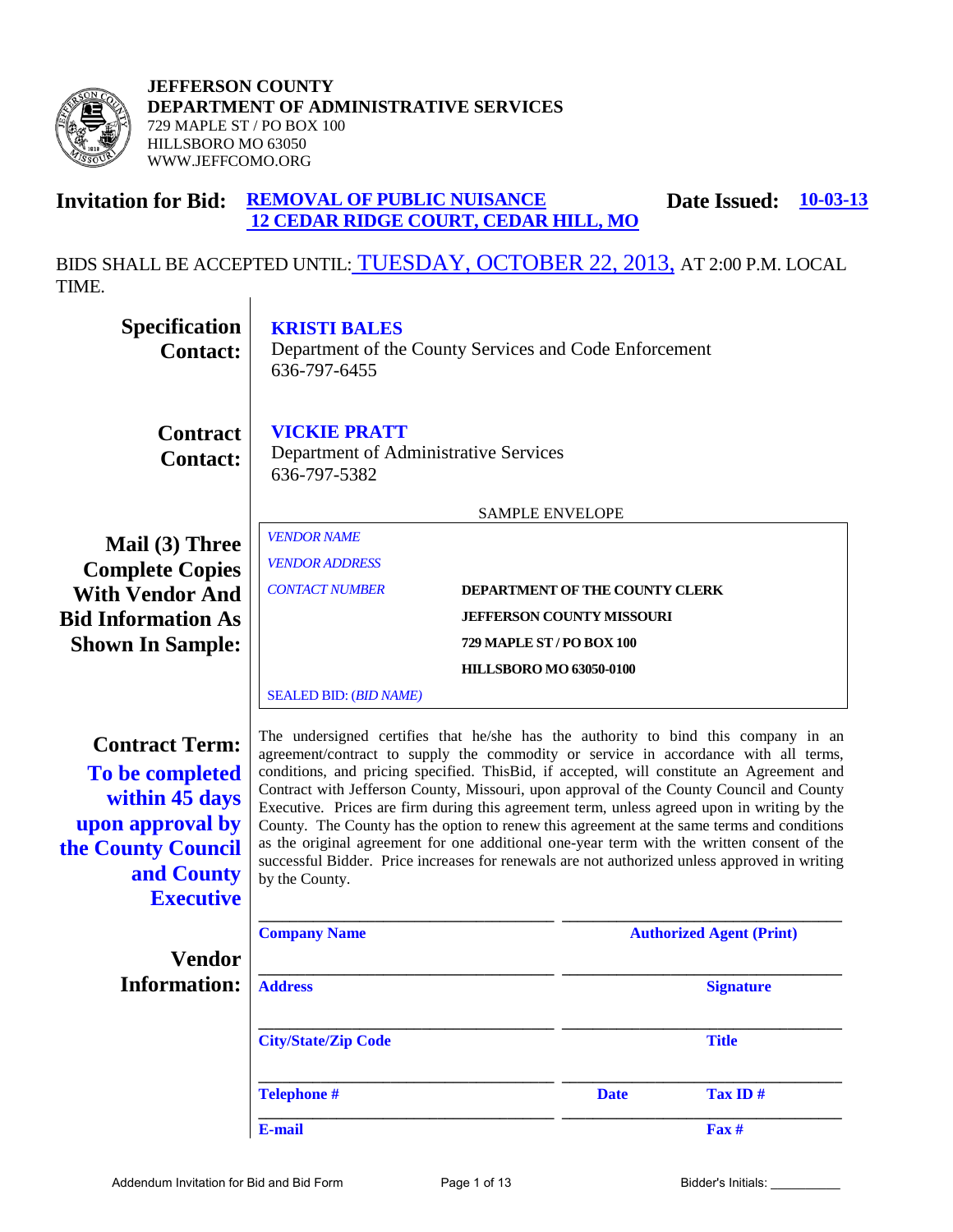**JEFFERSON COUNTY**
**DEPARTMENT OF ADMINISTRATIVE SERVICES**
729 MAPLE ST / PO BOX 100
HILLSBORO MO 63050
WWW.JEFFCOMO.ORG

## Invitation for Bid: REMOVAL OF PUBLIC NUISANCE 12 CEDAR RIDGE COURT, CEDAR HILL, MO

**Date Issued: 10-03-13**

BIDS SHALL BE ACCEPTED UNTIL: TUESDAY, OCTOBER 22, 2013, AT 2:00 P.M. LOCAL TIME.

**Specification Contact:**

**KRISTI BALES**
Department of the County Services and Code Enforcement
636-797-6455

**Contract Contact:**

**VICKIE PRATT**
Department of Administrative Services
636-797-5382

**Mail (3) Three Complete Copies With Vendor And Bid Information As Shown In Sample:**

SAMPLE ENVELOPE

*VENDOR NAME*
*VENDOR ADDRESS*
*CONTACT NUMBER*

**DEPARTMENT OF THE COUNTY CLERK**
**JEFFERSON COUNTY MISSOURI**
**729 MAPLE ST / PO BOX 100**
**HILLSBORO MO 63050-0100**

SEALED BID: (*BID NAME*)

**Contract Term: To be completed within 45 days upon approval by the County Council and County Executive**

The undersigned certifies that he/she has the authority to bind this company in an agreement/contract to supply the commodity or service in accordance with all terms, conditions, and pricing specified. ThisBid, if accepted, will constitute an Agreement and Contract with Jefferson County, Missouri, upon approval of the County Council and County Executive. Prices are firm during this agreement term, unless agreed upon in writing by the County. The County has the option to renew this agreement at the same terms and conditions as the original agreement for one additional one-year term with the written consent of the successful Bidder. Price increases for renewals are not authorized unless approved in writing by the County.

**Vendor Information:**

| | |
|---|---|
| ______________________ **Company Name** | ______________________ **Authorized Agent (Print)** |
| ______________________ **Address** | ______________________ **Signature** |
| ______________________ **City/State/Zip Code** | ______________________ **Title** |
| ______________________ **Telephone #** | ______________________ **Date** **Tax ID #** |
| ______________________ **E-mail** | ______________________ **Fax #** |

Addendum Invitation for Bid and Bid Form

Bidder's Initials: __________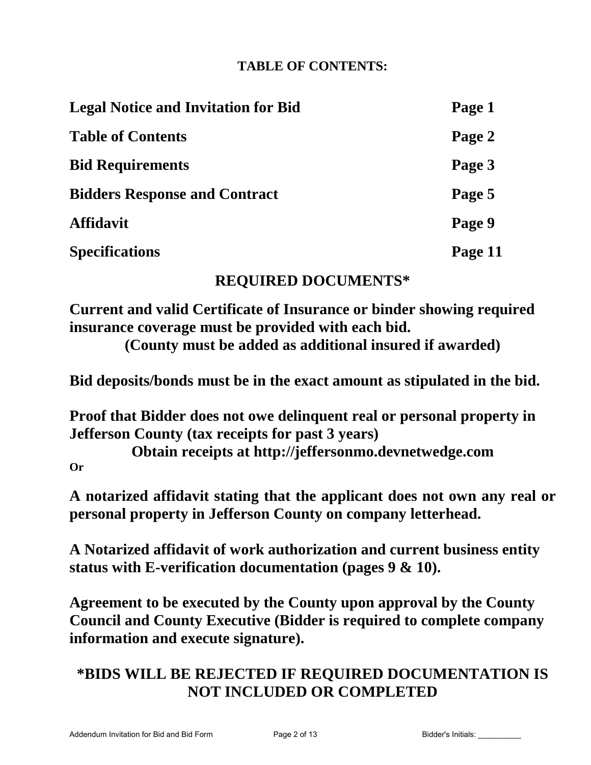## TABLE OF CONTENTS:

| | |
|---|---|
| **Legal Notice and Invitation for Bid** | **Page 1** |
| **Table of Contents** | **Page 2** |
| **Bid Requirements** | **Page 3** |
| **Bidders Response and Contract** | **Page 5** |
| **Affidavit** | **Page 9** |
| **Specifications** | **Page 11** |

## REQUIRED DOCUMENTS*

**Current and valid Certificate of Insurance or binder showing required insurance coverage must be provided with each bid.**
**(County must be added as additional insured if awarded)**

**Bid deposits/bonds must be in the exact amount as stipulated in the bid.**

**Proof that Bidder does not owe delinquent real or personal property in Jefferson County (tax receipts for past 3 years)**
**Obtain receipts at http://jeffersonmo.devnetwedge.com**

**Or**

**A notarized affidavit stating that the applicant does not own any real or personal property in Jefferson County on company letterhead.**

**A Notarized affidavit of work authorization and current business entity status with E-verification documentation (pages 9 & 10).**

**Agreement to be executed by the County upon approval by the County Council and County Executive (Bidder is required to complete company information and execute signature).**

## *BIDS WILL BE REJECTED IF REQUIRED DOCUMENTATION IS NOT INCLUDED OR COMPLETED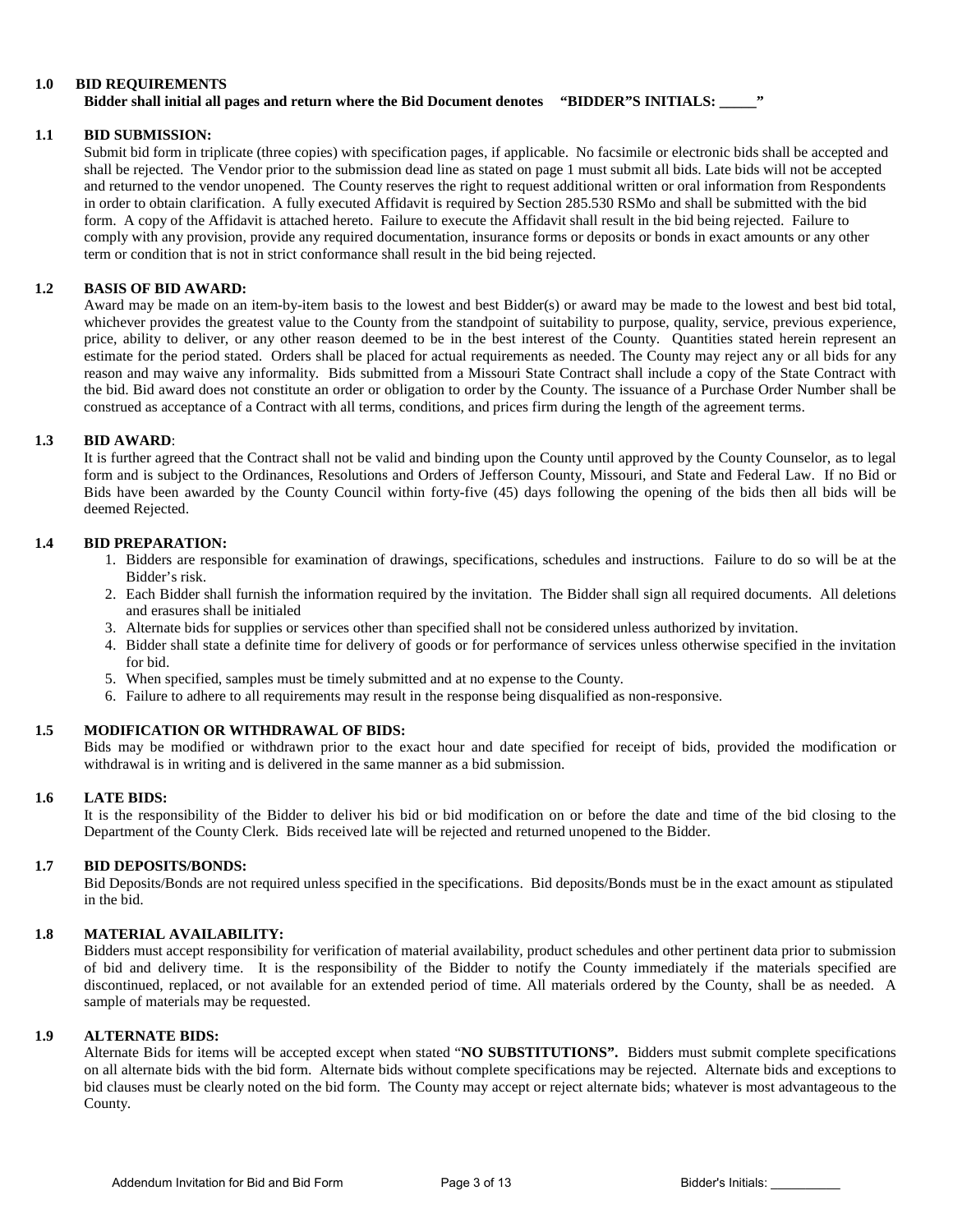## 1.0 BID REQUIREMENTS

**Bidder shall initial all pages and return where the Bid Document denotes "BIDDER"S INITIALS: _____"**

### 1.1 BID SUBMISSION:

Submit bid form in triplicate (three copies) with specification pages, if applicable. No facsimile or electronic bids shall be accepted and shall be rejected. The Vendor prior to the submission dead line as stated on page 1 must submit all bids. Late bids will not be accepted and returned to the vendor unopened. The County reserves the right to request additional written or oral information from Respondents in order to obtain clarification. A fully executed Affidavit is required by Section 285.530 RSMo and shall be submitted with the bid form. A copy of the Affidavit is attached hereto. Failure to execute the Affidavit shall result in the bid being rejected. Failure to comply with any provision, provide any required documentation, insurance forms or deposits or bonds in exact amounts or any other term or condition that is not in strict conformance shall result in the bid being rejected.

### 1.2 BASIS OF BID AWARD:

Award may be made on an item-by-item basis to the lowest and best Bidder(s) or award may be made to the lowest and best bid total, whichever provides the greatest value to the County from the standpoint of suitability to purpose, quality, service, previous experience, price, ability to deliver, or any other reason deemed to be in the best interest of the County. Quantities stated herein represent an estimate for the period stated. Orders shall be placed for actual requirements as needed. The County may reject any or all bids for any reason and may waive any informality. Bids submitted from a Missouri State Contract shall include a copy of the State Contract with the bid. Bid award does not constitute an order or obligation to order by the County. The issuance of a Purchase Order Number shall be construed as acceptance of a Contract with all terms, conditions, and prices firm during the length of the agreement terms.

### 1.3 BID AWARD:

It is further agreed that the Contract shall not be valid and binding upon the County until approved by the County Counselor, as to legal form and is subject to the Ordinances, Resolutions and Orders of Jefferson County, Missouri, and State and Federal Law. If no Bid or Bids have been awarded by the County Council within forty-five (45) days following the opening of the bids then all bids will be deemed Rejected.

### 1.4 BID PREPARATION:

1. Bidders are responsible for examination of drawings, specifications, schedules and instructions. Failure to do so will be at the Bidder's risk.
2. Each Bidder shall furnish the information required by the invitation. The Bidder shall sign all required documents. All deletions and erasures shall be initialed
3. Alternate bids for supplies or services other than specified shall not be considered unless authorized by invitation.
4. Bidder shall state a definite time for delivery of goods or for performance of services unless otherwise specified in the invitation for bid.
5. When specified, samples must be timely submitted and at no expense to the County.
6. Failure to adhere to all requirements may result in the response being disqualified as non-responsive.

### 1.5 MODIFICATION OR WITHDRAWAL OF BIDS:

Bids may be modified or withdrawn prior to the exact hour and date specified for receipt of bids, provided the modification or withdrawal is in writing and is delivered in the same manner as a bid submission.

### 1.6 LATE BIDS:

It is the responsibility of the Bidder to deliver his bid or bid modification on or before the date and time of the bid closing to the Department of the County Clerk. Bids received late will be rejected and returned unopened to the Bidder.

### 1.7 BID DEPOSITS/BONDS:

Bid Deposits/Bonds are not required unless specified in the specifications. Bid deposits/Bonds must be in the exact amount as stipulated in the bid.

### 1.8 MATERIAL AVAILABILITY:

Bidders must accept responsibility for verification of material availability, product schedules and other pertinent data prior to submission of bid and delivery time. It is the responsibility of the Bidder to notify the County immediately if the materials specified are discontinued, replaced, or not available for an extended period of time. All materials ordered by the County, shall be as needed. A sample of materials may be requested.

### 1.9 ALTERNATE BIDS:

Alternate Bids for items will be accepted except when stated "**NO SUBSTITUTIONS".** Bidders must submit complete specifications on all alternate bids with the bid form. Alternate bids without complete specifications may be rejected. Alternate bids and exceptions to bid clauses must be clearly noted on the bid form. The County may accept or reject alternate bids; whatever is most advantageous to the County.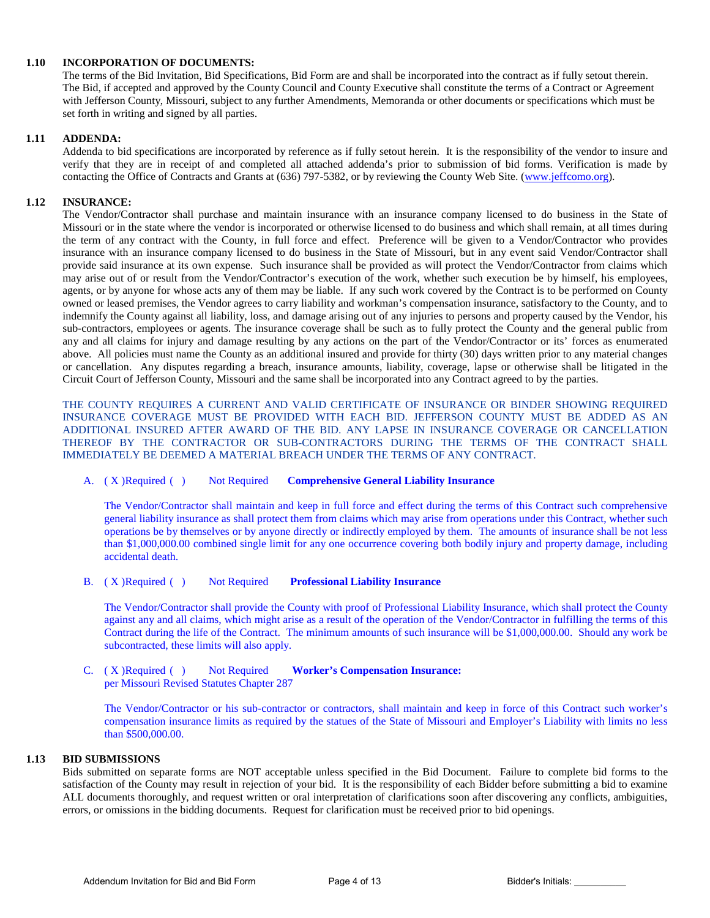**1.10 INCORPORATION OF DOCUMENTS:**

The terms of the Bid Invitation, Bid Specifications, Bid Form are and shall be incorporated into the contract as if fully setout therein. The Bid, if accepted and approved by the County Council and County Executive shall constitute the terms of a Contract or Agreement with Jefferson County, Missouri, subject to any further Amendments, Memoranda or other documents or specifications which must be set forth in writing and signed by all parties.

**1.11 ADDENDA:**

Addenda to bid specifications are incorporated by reference as if fully setout herein. It is the responsibility of the vendor to insure and verify that they are in receipt of and completed all attached addenda's prior to submission of bid forms. Verification is made by contacting the Office of Contracts and Grants at (636) 797-5382, or by reviewing the County Web Site. (www.jeffcomo.org).

**1.12 INSURANCE:**

The Vendor/Contractor shall purchase and maintain insurance with an insurance company licensed to do business in the State of Missouri or in the state where the vendor is incorporated or otherwise licensed to do business and which shall remain, at all times during the term of any contract with the County, in full force and effect. Preference will be given to a Vendor/Contractor who provides insurance with an insurance company licensed to do business in the State of Missouri, but in any event said Vendor/Contractor shall provide said insurance at its own expense. Such insurance shall be provided as will protect the Vendor/Contractor from claims which may arise out of or result from the Vendor/Contractor's execution of the work, whether such execution be by himself, his employees, agents, or by anyone for whose acts any of them may be liable. If any such work covered by the Contract is to be performed on County owned or leased premises, the Vendor agrees to carry liability and workman's compensation insurance, satisfactory to the County, and to indemnify the County against all liability, loss, and damage arising out of any injuries to persons and property caused by the Vendor, his sub-contractors, employees or agents. The insurance coverage shall be such as to fully protect the County and the general public from any and all claims for injury and damage resulting by any actions on the part of the Vendor/Contractor or its' forces as enumerated above. All policies must name the County as an additional insured and provide for thirty (30) days written prior to any material changes or cancellation. Any disputes regarding a breach, insurance amounts, liability, coverage, lapse or otherwise shall be litigated in the Circuit Court of Jefferson County, Missouri and the same shall be incorporated into any Contract agreed to by the parties.

THE COUNTY REQUIRES A CURRENT AND VALID CERTIFICATE OF INSURANCE OR BINDER SHOWING REQUIRED INSURANCE COVERAGE MUST BE PROVIDED WITH EACH BID. JEFFERSON COUNTY MUST BE ADDED AS AN ADDITIONAL INSURED AFTER AWARD OF THE BID. ANY LAPSE IN INSURANCE COVERAGE OR CANCELLATION THEREOF BY THE CONTRACTOR OR SUB-CONTRACTORS DURING THE TERMS OF THE CONTRACT SHALL IMMEDIATELY BE DEEMED A MATERIAL BREACH UNDER THE TERMS OF ANY CONTRACT.

A. ( X )Required ( ) Not Required **Comprehensive General Liability Insurance**

The Vendor/Contractor shall maintain and keep in full force and effect during the terms of this Contract such comprehensive general liability insurance as shall protect them from claims which may arise from operations under this Contract, whether such operations be by themselves or by anyone directly or indirectly employed by them. The amounts of insurance shall be not less than $1,000,000.00 combined single limit for any one occurrence covering both bodily injury and property damage, including accidental death.

B. ( X )Required ( ) Not Required **Professional Liability Insurance**

The Vendor/Contractor shall provide the County with proof of Professional Liability Insurance, which shall protect the County against any and all claims, which might arise as a result of the operation of the Vendor/Contractor in fulfilling the terms of this Contract during the life of the Contract. The minimum amounts of such insurance will be $1,000,000.00. Should any work be subcontracted, these limits will also apply.

C. ( X )Required ( ) Not Required **Worker's Compensation Insurance:**
per Missouri Revised Statutes Chapter 287

The Vendor/Contractor or his sub-contractor or contractors, shall maintain and keep in force of this Contract such worker's compensation insurance limits as required by the statues of the State of Missouri and Employer's Liability with limits no less than $500,000.00.

**1.13 BID SUBMISSIONS**

Bids submitted on separate forms are NOT acceptable unless specified in the Bid Document. Failure to complete bid forms to the satisfaction of the County may result in rejection of your bid. It is the responsibility of each Bidder before submitting a bid to examine ALL documents thoroughly, and request written or oral interpretation of clarifications soon after discovering any conflicts, ambiguities, errors, or omissions in the bidding documents. Request for clarification must be received prior to bid openings.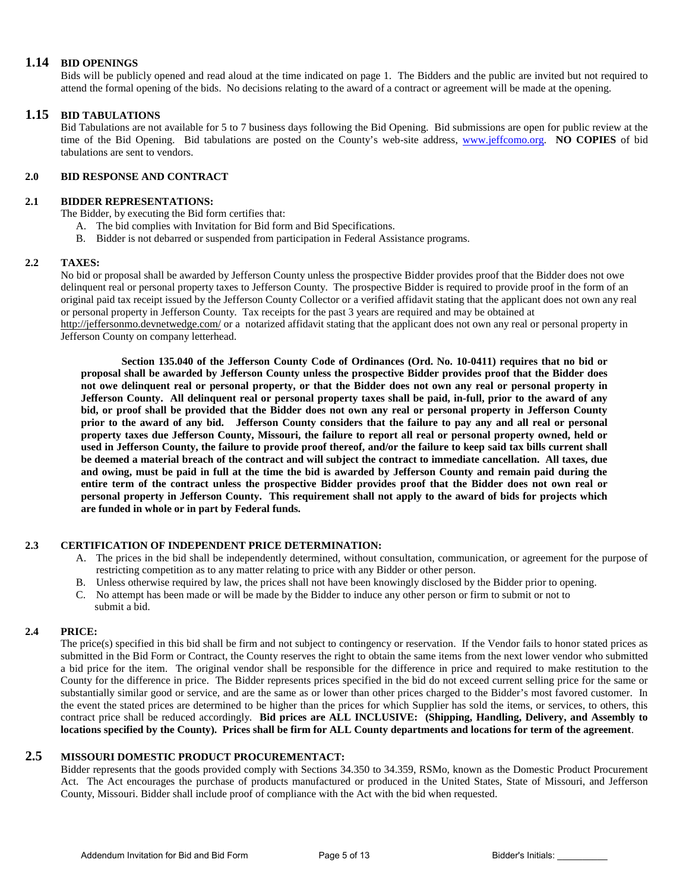## 1.14 BID OPENINGS

Bids will be publicly opened and read aloud at the time indicated on page 1. The Bidders and the public are invited but not required to attend the formal opening of the bids. No decisions relating to the award of a contract or agreement will be made at the opening.

## 1.15 BID TABULATIONS

Bid Tabulations are not available for 5 to 7 business days following the Bid Opening. Bid submissions are open for public review at the time of the Bid Opening. Bid tabulations are posted on the County's web-site address, www.jeffcomo.org. **NO COPIES** of bid tabulations are sent to vendors.

## 2.0 BID RESPONSE AND CONTRACT

### 2.1 BIDDER REPRESENTATIONS:

The Bidder, by executing the Bid form certifies that:

A. The bid complies with Invitation for Bid form and Bid Specifications.
B. Bidder is not debarred or suspended from participation in Federal Assistance programs.

### 2.2 TAXES:

No bid or proposal shall be awarded by Jefferson County unless the prospective Bidder provides proof that the Bidder does not owe delinquent real or personal property taxes to Jefferson County. The prospective Bidder is required to provide proof in the form of an original paid tax receipt issued by the Jefferson County Collector or a verified affidavit stating that the applicant does not own any real or personal property in Jefferson County. Tax receipts for the past 3 years are required and may be obtained at http://jeffersonmo.devnetwedge.com/ or a notarized affidavit stating that the applicant does not own any real or personal property in Jefferson County on company letterhead.

**Section 135.040 of the Jefferson County Code of Ordinances (Ord. No. 10-0411) requires that no bid or proposal shall be awarded by Jefferson County unless the prospective Bidder provides proof that the Bidder does not owe delinquent real or personal property, or that the Bidder does not own any real or personal property in Jefferson County. All delinquent real or personal property taxes shall be paid, in-full, prior to the award of any bid, or proof shall be provided that the Bidder does not own any real or personal property in Jefferson County prior to the award of any bid. Jefferson County considers that the failure to pay any and all real or personal property taxes due Jefferson County, Missouri, the failure to report all real or personal property owned, held or used in Jefferson County, the failure to provide proof thereof, and/or the failure to keep said tax bills current shall be deemed a material breach of the contract and will subject the contract to immediate cancellation. All taxes, due and owing, must be paid in full at the time the bid is awarded by Jefferson County and remain paid during the entire term of the contract unless the prospective Bidder provides proof that the Bidder does not own real or personal property in Jefferson County. This requirement shall not apply to the award of bids for projects which are funded in whole or in part by Federal funds.**

### 2.3 CERTIFICATION OF INDEPENDENT PRICE DETERMINATION:

A. The prices in the bid shall be independently determined, without consultation, communication, or agreement for the purpose of restricting competition as to any matter relating to price with any Bidder or other person.
B. Unless otherwise required by law, the prices shall not have been knowingly disclosed by the Bidder prior to opening.
C. No attempt has been made or will be made by the Bidder to induce any other person or firm to submit or not to submit a bid.

### 2.4 PRICE:

The price(s) specified in this bid shall be firm and not subject to contingency or reservation. If the Vendor fails to honor stated prices as submitted in the Bid Form or Contract, the County reserves the right to obtain the same items from the next lower vendor who submitted a bid price for the item. The original vendor shall be responsible for the difference in price and required to make restitution to the County for the difference in price. The Bidder represents prices specified in the bid do not exceed current selling price for the same or substantially similar good or service, and are the same as or lower than other prices charged to the Bidder's most favored customer. In the event the stated prices are determined to be higher than the prices for which Supplier has sold the items, or services, to others, this contract price shall be reduced accordingly. **Bid prices are ALL INCLUSIVE: (Shipping, Handling, Delivery, and Assembly to locations specified by the County). Prices shall be firm for ALL County departments and locations for term of the agreement**.

### 2.5 MISSOURI DOMESTIC PRODUCT PROCUREMENTACT:

Bidder represents that the goods provided comply with Sections 34.350 to 34.359, RSMo, known as the Domestic Product Procurement Act. The Act encourages the purchase of products manufactured or produced in the United States, State of Missouri, and Jefferson County, Missouri. Bidder shall include proof of compliance with the Act with the bid when requested.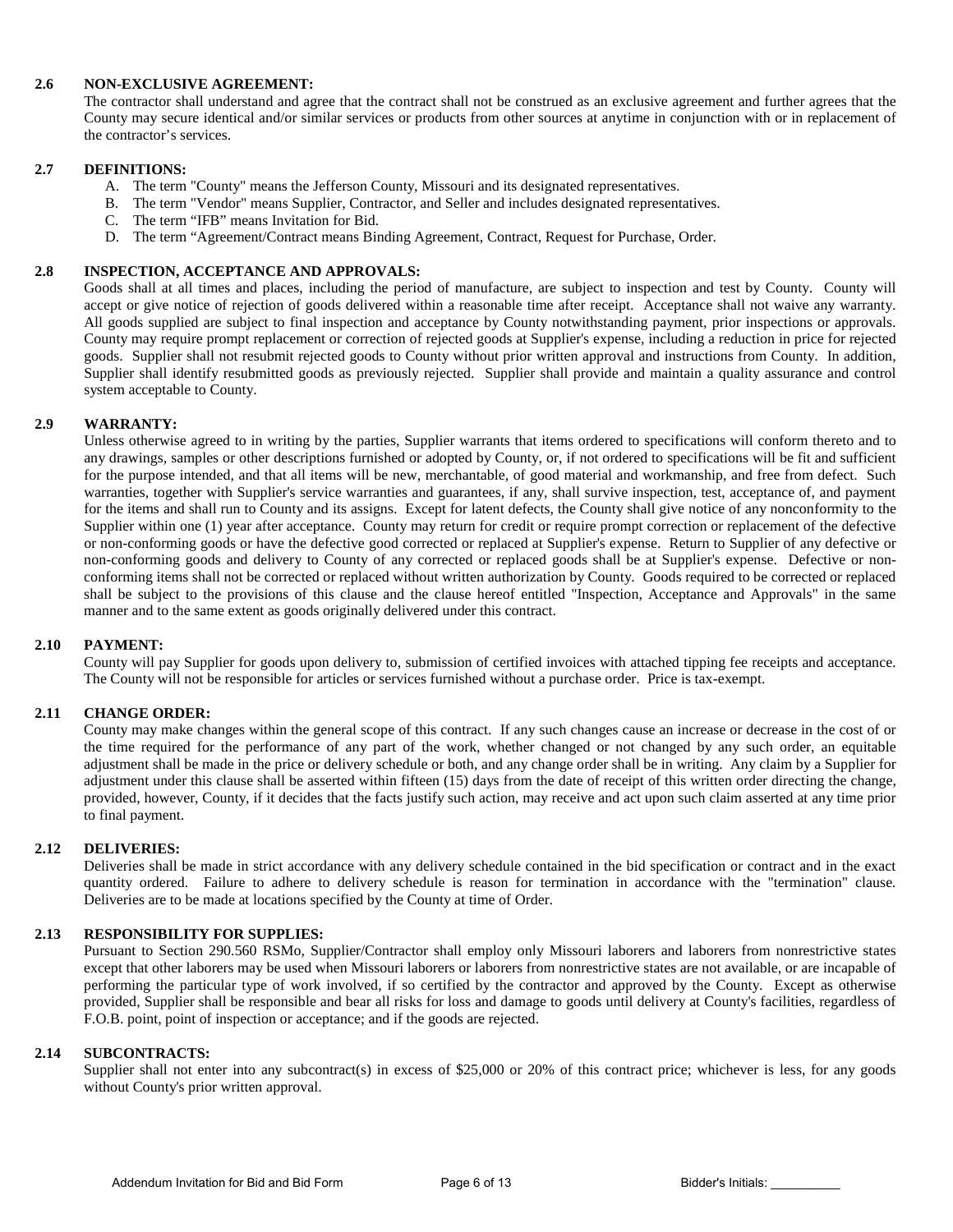## 2.6 NON-EXCLUSIVE AGREEMENT:

The contractor shall understand and agree that the contract shall not be construed as an exclusive agreement and further agrees that the County may secure identical and/or similar services or products from other sources at anytime in conjunction with or in replacement of the contractor's services.

## 2.7 DEFINITIONS:

A. The term "County" means the Jefferson County, Missouri and its designated representatives.
B. The term "Vendor" means Supplier, Contractor, and Seller and includes designated representatives.
C. The term "IFB" means Invitation for Bid.
D. The term "Agreement/Contract means Binding Agreement, Contract, Request for Purchase, Order.

## 2.8 INSPECTION, ACCEPTANCE AND APPROVALS:

Goods shall at all times and places, including the period of manufacture, are subject to inspection and test by County. County will accept or give notice of rejection of goods delivered within a reasonable time after receipt. Acceptance shall not waive any warranty. All goods supplied are subject to final inspection and acceptance by County notwithstanding payment, prior inspections or approvals. County may require prompt replacement or correction of rejected goods at Supplier's expense, including a reduction in price for rejected goods. Supplier shall not resubmit rejected goods to County without prior written approval and instructions from County. In addition, Supplier shall identify resubmitted goods as previously rejected. Supplier shall provide and maintain a quality assurance and control system acceptable to County.

## 2.9 WARRANTY:

Unless otherwise agreed to in writing by the parties, Supplier warrants that items ordered to specifications will conform thereto and to any drawings, samples or other descriptions furnished or adopted by County, or, if not ordered to specifications will be fit and sufficient for the purpose intended, and that all items will be new, merchantable, of good material and workmanship, and free from defect. Such warranties, together with Supplier's service warranties and guarantees, if any, shall survive inspection, test, acceptance of, and payment for the items and shall run to County and its assigns. Except for latent defects, the County shall give notice of any nonconformity to the Supplier within one (1) year after acceptance. County may return for credit or require prompt correction or replacement of the defective or non-conforming goods or have the defective good corrected or replaced at Supplier's expense. Return to Supplier of any defective or non-conforming goods and delivery to County of any corrected or replaced goods shall be at Supplier's expense. Defective or non-conforming items shall not be corrected or replaced without written authorization by County. Goods required to be corrected or replaced shall be subject to the provisions of this clause and the clause hereof entitled "Inspection, Acceptance and Approvals" in the same manner and to the same extent as goods originally delivered under this contract.

## 2.10 PAYMENT:

County will pay Supplier for goods upon delivery to, submission of certified invoices with attached tipping fee receipts and acceptance. The County will not be responsible for articles or services furnished without a purchase order. Price is tax-exempt.

## 2.11 CHANGE ORDER:

County may make changes within the general scope of this contract. If any such changes cause an increase or decrease in the cost of or the time required for the performance of any part of the work, whether changed or not changed by any such order, an equitable adjustment shall be made in the price or delivery schedule or both, and any change order shall be in writing. Any claim by a Supplier for adjustment under this clause shall be asserted within fifteen (15) days from the date of receipt of this written order directing the change, provided, however, County, if it decides that the facts justify such action, may receive and act upon such claim asserted at any time prior to final payment.

## 2.12 DELIVERIES:

Deliveries shall be made in strict accordance with any delivery schedule contained in the bid specification or contract and in the exact quantity ordered. Failure to adhere to delivery schedule is reason for termination in accordance with the "termination" clause. Deliveries are to be made at locations specified by the County at time of Order.

## 2.13 RESPONSIBILITY FOR SUPPLIES:

Pursuant to Section 290.560 RSMo, Supplier/Contractor shall employ only Missouri laborers and laborers from nonrestrictive states except that other laborers may be used when Missouri laborers or laborers from nonrestrictive states are not available, or are incapable of performing the particular type of work involved, if so certified by the contractor and approved by the County. Except as otherwise provided, Supplier shall be responsible and bear all risks for loss and damage to goods until delivery at County's facilities, regardless of F.O.B. point, point of inspection or acceptance; and if the goods are rejected.

## 2.14 SUBCONTRACTS:

Supplier shall not enter into any subcontract(s) in excess of $25,000 or 20% of this contract price; whichever is less, for any goods without County's prior written approval.

Bidder's Initials: __________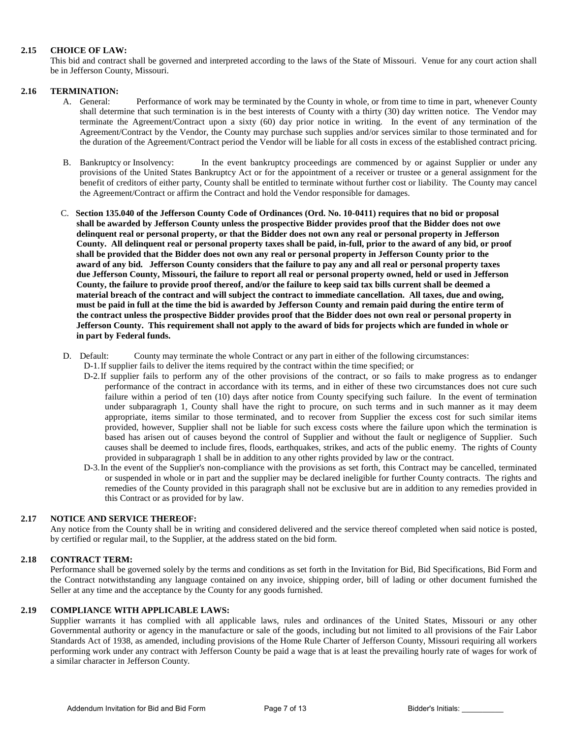### 2.15 CHOICE OF LAW:

This bid and contract shall be governed and interpreted according to the laws of the State of Missouri. Venue for any court action shall be in Jefferson County, Missouri.

### 2.16 TERMINATION:

A. General: Performance of work may be terminated by the County in whole, or from time to time in part, whenever County shall determine that such termination is in the best interests of County with a thirty (30) day written notice. The Vendor may terminate the Agreement/Contract upon a sixty (60) day prior notice in writing. In the event of any termination of the Agreement/Contract by the Vendor, the County may purchase such supplies and/or services similar to those terminated and for the duration of the Agreement/Contract period the Vendor will be liable for all costs in excess of the established contract pricing.

B. Bankruptcy or Insolvency: In the event bankruptcy proceedings are commenced by or against Supplier or under any provisions of the United States Bankruptcy Act or for the appointment of a receiver or trustee or a general assignment for the benefit of creditors of either party, County shall be entitled to terminate without further cost or liability. The County may cancel the Agreement/Contract or affirm the Contract and hold the Vendor responsible for damages.

C. **Section 135.040 of the Jefferson County Code of Ordinances (Ord. No. 10-0411) requires that no bid or proposal shall be awarded by Jefferson County unless the prospective Bidder provides proof that the Bidder does not owe delinquent real or personal property, or that the Bidder does not own any real or personal property in Jefferson County. All delinquent real or personal property taxes shall be paid, in-full, prior to the award of any bid, or proof shall be provided that the Bidder does not own any real or personal property in Jefferson County prior to the award of any bid. Jefferson County considers that the failure to pay any and all real or personal property taxes due Jefferson County, Missouri, the failure to report all real or personal property owned, held or used in Jefferson County, the failure to provide proof thereof, and/or the failure to keep said tax bills current shall be deemed a material breach of the contract and will subject the contract to immediate cancellation. All taxes, due and owing, must be paid in full at the time the bid is awarded by Jefferson County and remain paid during the entire term of the contract unless the prospective Bidder provides proof that the Bidder does not own real or personal property in Jefferson County. This requirement shall not apply to the award of bids for projects which are funded in whole or in part by Federal funds.**

D. Default: County may terminate the whole Contract or any part in either of the following circumstances:

D-1. If supplier fails to deliver the items required by the contract within the time specified; or

D-2. If supplier fails to perform any of the other provisions of the contract, or so fails to make progress as to endanger performance of the contract in accordance with its terms, and in either of these two circumstances does not cure such failure within a period of ten (10) days after notice from County specifying such failure. In the event of termination under subparagraph 1, County shall have the right to procure, on such terms and in such manner as it may deem appropriate, items similar to those terminated, and to recover from Supplier the excess cost for such similar items provided, however, Supplier shall not be liable for such excess costs where the failure upon which the termination is based has arisen out of causes beyond the control of Supplier and without the fault or negligence of Supplier. Such causes shall be deemed to include fires, floods, earthquakes, strikes, and acts of the public enemy. The rights of County provided in subparagraph 1 shall be in addition to any other rights provided by law or the contract.

D-3. In the event of the Supplier's non-compliance with the provisions as set forth, this Contract may be cancelled, terminated or suspended in whole or in part and the supplier may be declared ineligible for further County contracts. The rights and remedies of the County provided in this paragraph shall not be exclusive but are in addition to any remedies provided in this Contract or as provided for by law.

### 2.17 NOTICE AND SERVICE THEREOF:

Any notice from the County shall be in writing and considered delivered and the service thereof completed when said notice is posted, by certified or regular mail, to the Supplier, at the address stated on the bid form.

### 2.18 CONTRACT TERM:

Performance shall be governed solely by the terms and conditions as set forth in the Invitation for Bid, Bid Specifications, Bid Form and the Contract notwithstanding any language contained on any invoice, shipping order, bill of lading or other document furnished the Seller at any time and the acceptance by the County for any goods furnished.

### 2.19 COMPLIANCE WITH APPLICABLE LAWS:

Supplier warrants it has complied with all applicable laws, rules and ordinances of the United States, Missouri or any other Governmental authority or agency in the manufacture or sale of the goods, including but not limited to all provisions of the Fair Labor Standards Act of 1938, as amended, including provisions of the Home Rule Charter of Jefferson County, Missouri requiring all workers performing work under any contract with Jefferson County be paid a wage that is at least the prevailing hourly rate of wages for work of a similar character in Jefferson County.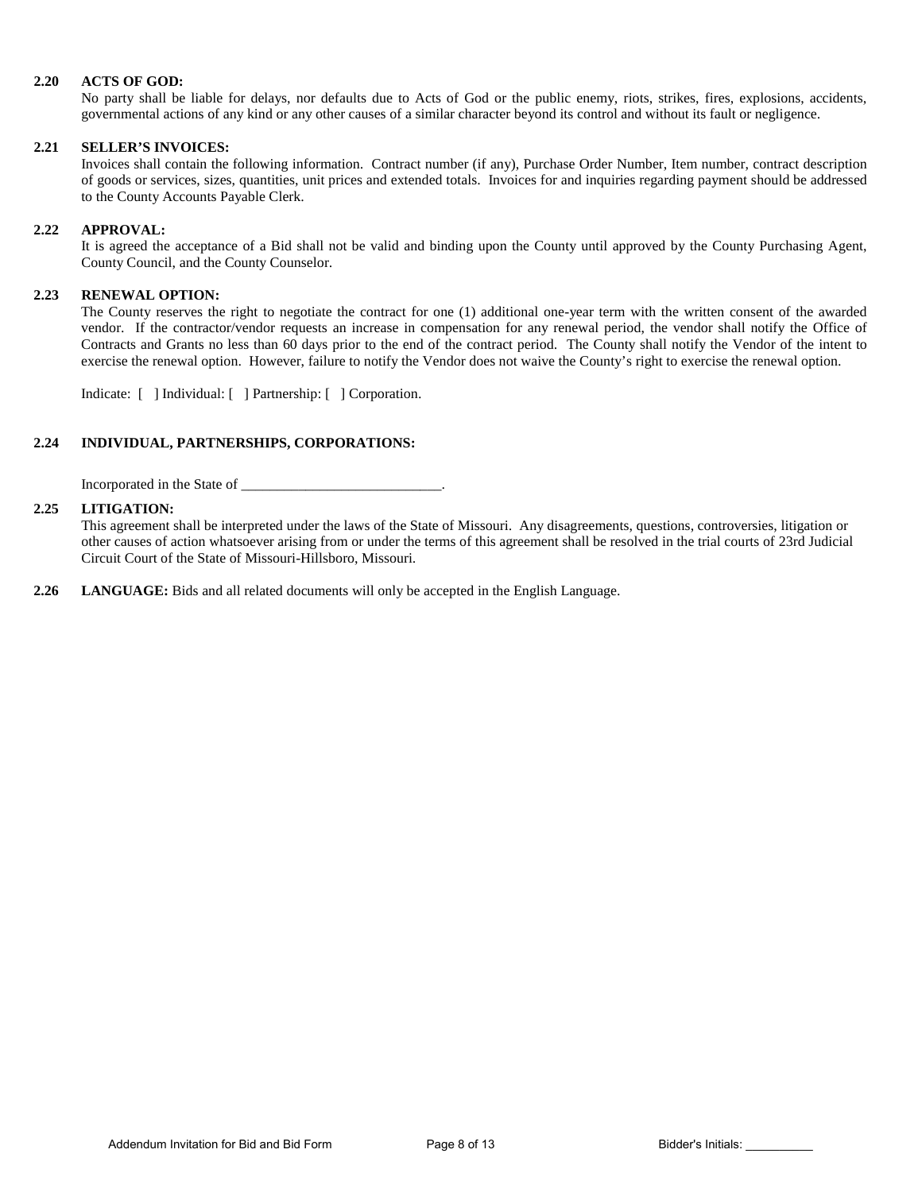**2.20 ACTS OF GOD:**

No party shall be liable for delays, nor defaults due to Acts of God or the public enemy, riots, strikes, fires, explosions, accidents, governmental actions of any kind or any other causes of a similar character beyond its control and without its fault or negligence.

**2.21 SELLER'S INVOICES:**

Invoices shall contain the following information. Contract number (if any), Purchase Order Number, Item number, contract description of goods or services, sizes, quantities, unit prices and extended totals. Invoices for and inquiries regarding payment should be addressed to the County Accounts Payable Clerk.

**2.22 APPROVAL:**

It is agreed the acceptance of a Bid shall not be valid and binding upon the County until approved by the County Purchasing Agent, County Council, and the County Counselor.

**2.23 RENEWAL OPTION:**

The County reserves the right to negotiate the contract for one (1) additional one-year term with the written consent of the awarded vendor. If the contractor/vendor requests an increase in compensation for any renewal period, the vendor shall notify the Office of Contracts and Grants no less than 60 days prior to the end of the contract period. The County shall notify the Vendor of the intent to exercise the renewal option. However, failure to notify the Vendor does not waive the County's right to exercise the renewal option.

Indicate: [ ] Individual: [ ] Partnership: [ ] Corporation.

**2.24 INDIVIDUAL, PARTNERSHIPS, CORPORATIONS:**

Incorporated in the State of ____________________________.

**2.25 LITIGATION:**

This agreement shall be interpreted under the laws of the State of Missouri. Any disagreements, questions, controversies, litigation or other causes of action whatsoever arising from or under the terms of this agreement shall be resolved in the trial courts of 23rd Judicial Circuit Court of the State of Missouri-Hillsboro, Missouri.

**2.26 LANGUAGE:** Bids and all related documents will only be accepted in the English Language.

Bidder's Initials: __________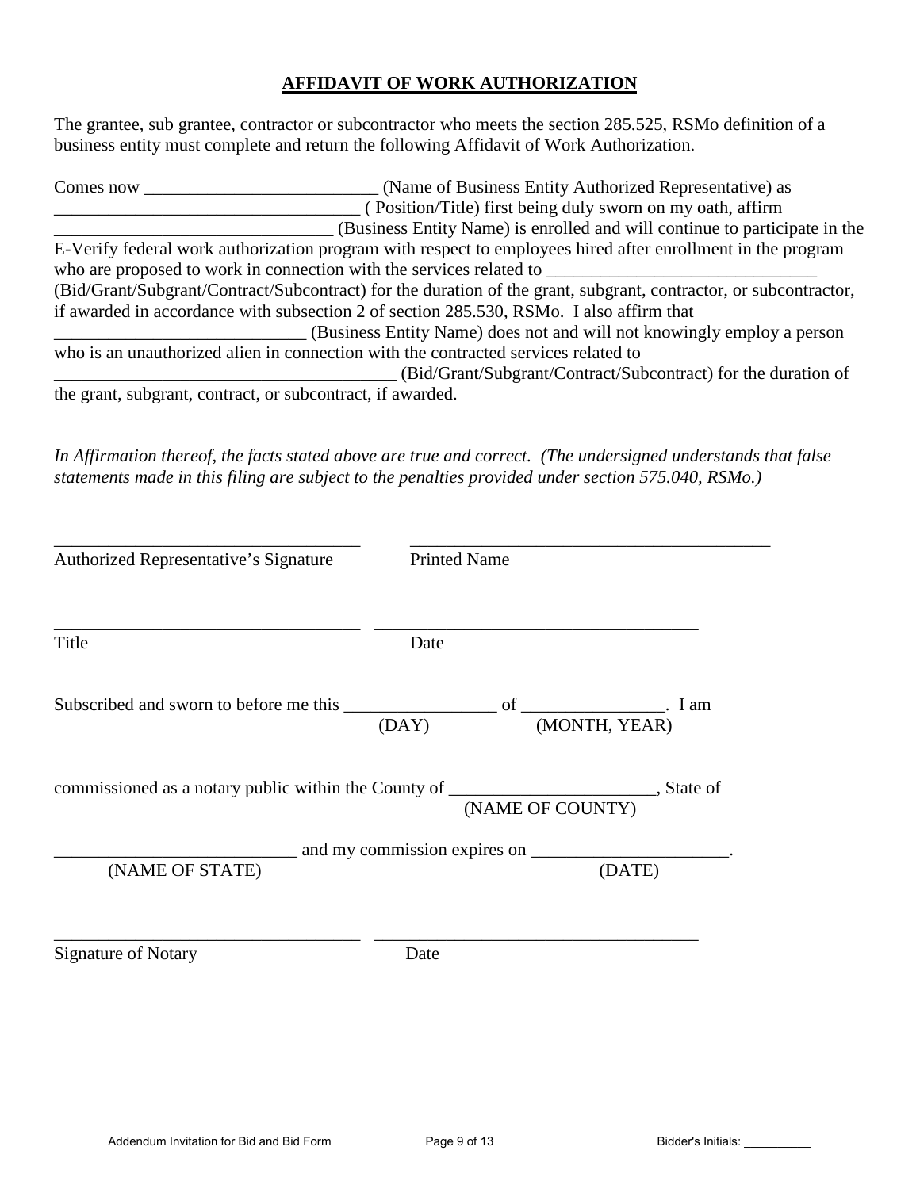# AFFIDAVIT OF WORK AUTHORIZATION

The grantee, sub grantee, contractor or subcontractor who meets the section 285.525, RSMo definition of a business entity must complete and return the following Affidavit of Work Authorization.

Comes now __________________________ (Name of Business Entity Authorized Representative) as __________________________________ ( Position/Title) first being duly sworn on my oath, affirm _______________________________ (Business Entity Name) is enrolled and will continue to participate in the E-Verify federal work authorization program with respect to employees hired after enrollment in the program who are proposed to work in connection with the services related to ______________________________ (Bid/Grant/Subgrant/Contract/Subcontract) for the duration of the grant, subgrant, contractor, or subcontractor, if awarded in accordance with subsection 2 of section 285.530, RSMo. I also affirm that ____________________________ (Business Entity Name) does not and will not knowingly employ a person who is an unauthorized alien in connection with the contracted services related to ______________________________________ (Bid/Grant/Subgrant/Contract/Subcontract) for the duration of the grant, subgrant, contract, or subcontract, if awarded.

*In Affirmation thereof, the facts stated above are true and correct. (The undersigned understands that false statements made in this filing are subject to the penalties provided under section 575.040, RSMo.)*

___________________________________ ________________________________________
Authorized Representative's Signature Printed Name

___________________________________ ____________________________________
Title Date

Subscribed and sworn to before me this _________________ of ________________. I am
(DAY) (MONTH, YEAR)

commissioned as a notary public within the County of _______________________, State of
(NAME OF COUNTY)

___________________________ and my commission expires on ______________________.
(NAME OF STATE) (DATE)

___________________________________ ____________________________________
Signature of Notary Date

Addendum Invitation for Bid and Bid Form Bidder's Initials: __________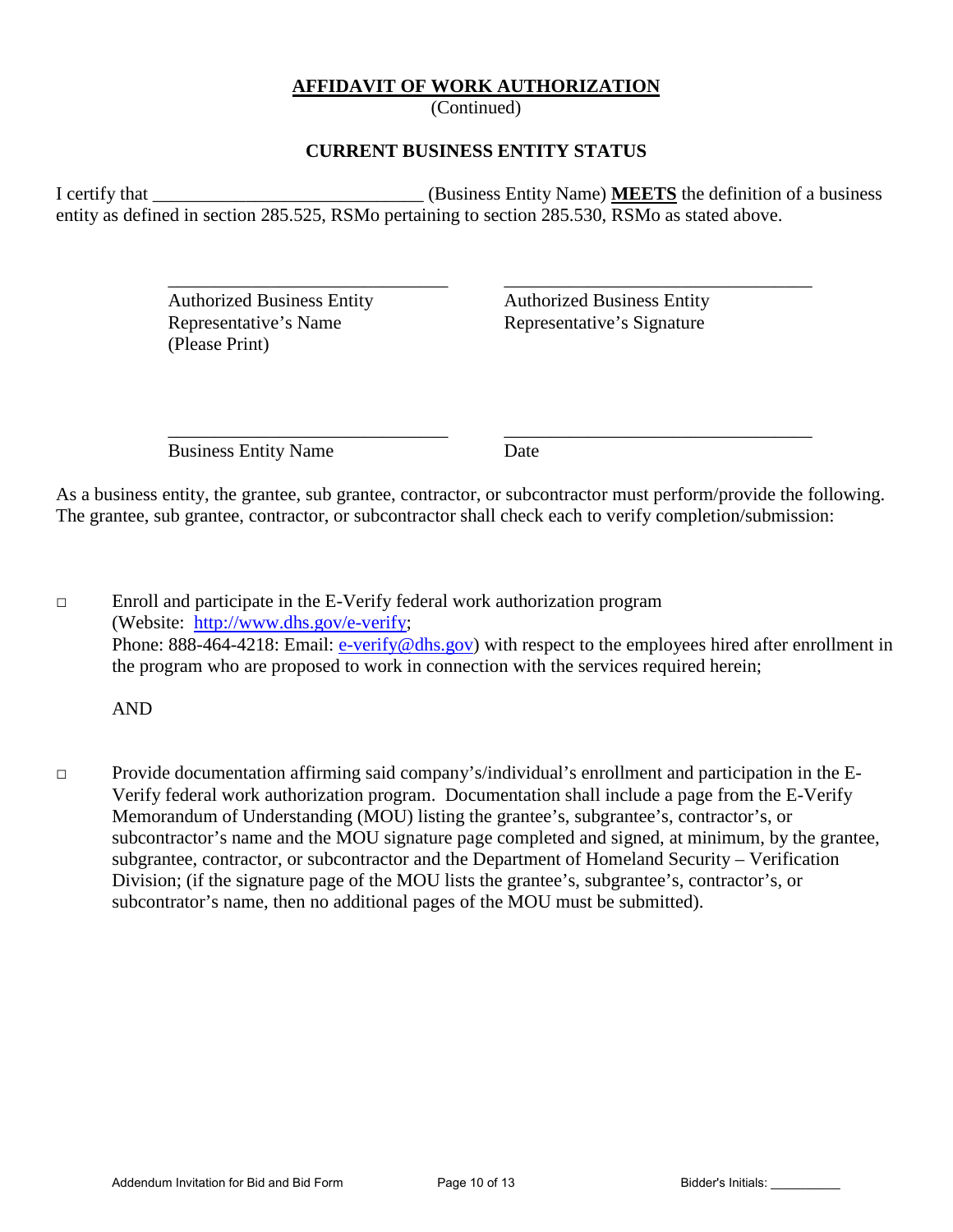**<u>AFFIDAVIT OF WORK AUTHORIZATION</u>**

(Continued)

**CURRENT BUSINESS ENTITY STATUS**

I certify that ______________________________ (Business Entity Name) **<u>MEETS</u>** the definition of a business entity as defined in section 285.525, RSMo pertaining to section 285.530, RSMo as stated above.

| ______________________________ | ______________________________ |
|---|---|
| Authorized Business Entity Representative's Name (Please Print) | Authorized Business Entity Representative's Signature |
| ______________________________ | ______________________________ |
| Business Entity Name | Date |

As a business entity, the grantee, sub grantee, contractor, or subcontractor must perform/provide the following. The grantee, sub grantee, contractor, or subcontractor shall check each to verify completion/submission:

□ Enroll and participate in the E-Verify federal work authorization program (Website: http://www.dhs.gov/e-verify; Phone: 888-464-4218: Email: e-verify@dhs.gov) with respect to the employees hired after enrollment in the program who are proposed to work in connection with the services required herein;

AND

□ Provide documentation affirming said company's/individual's enrollment and participation in the E-Verify federal work authorization program. Documentation shall include a page from the E-Verify Memorandum of Understanding (MOU) listing the grantee's, subgrantee's, contractor's, or subcontractor's name and the MOU signature page completed and signed, at minimum, by the grantee, subgrantee, contractor, or subcontractor and the Department of Homeland Security – Verification Division; (if the signature page of the MOU lists the grantee's, subgrantee's, contractor's, or subcontrator's name, then no additional pages of the MOU must be submitted).

Bidder's Initials: __________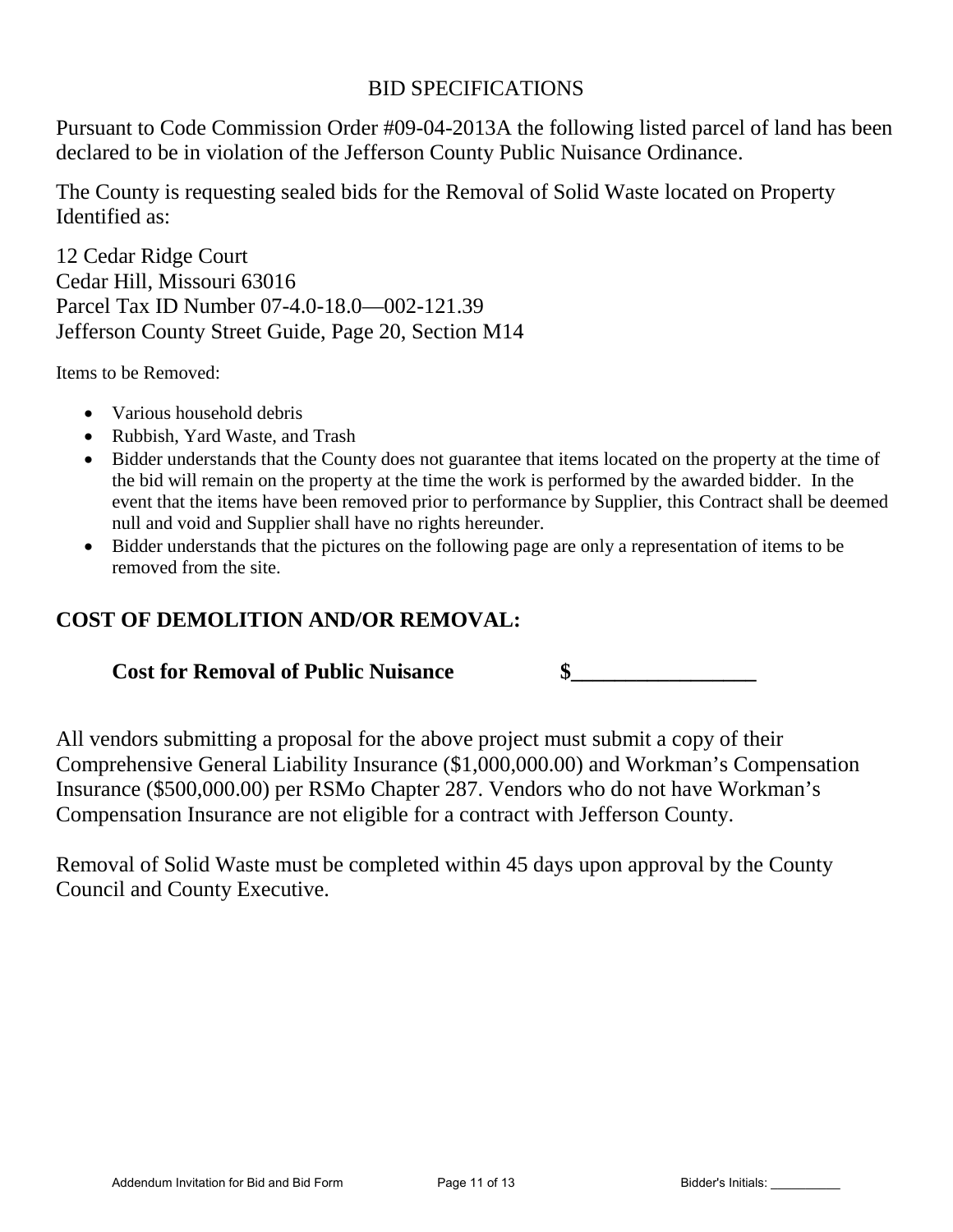# BID SPECIFICATIONS

Pursuant to Code Commission Order #09-04-2013A the following listed parcel of land has been declared to be in violation of the Jefferson County Public Nuisance Ordinance.

The County is requesting sealed bids for the Removal of Solid Waste located on Property Identified as:

12 Cedar Ridge Court
Cedar Hill, Missouri 63016
Parcel Tax ID Number 07-4.0-18.0—002-121.39
Jefferson County Street Guide, Page 20, Section M14

Items to be Removed:

- Various household debris
- Rubbish, Yard Waste, and Trash
- Bidder understands that the County does not guarantee that items located on the property at the time of the bid will remain on the property at the time the work is performed by the awarded bidder. In the event that the items have been removed prior to performance by Supplier, this Contract shall be deemed null and void and Supplier shall have no rights hereunder.
- Bidder understands that the pictures on the following page are only a representation of items to be removed from the site.

## COST OF DEMOLITION AND/OR REMOVAL:

**Cost for Removal of Public Nuisance** **$_________________**

All vendors submitting a proposal for the above project must submit a copy of their Comprehensive General Liability Insurance ($1,000,000.00) and Workman's Compensation Insurance ($500,000.00) per RSMo Chapter 287. Vendors who do not have Workman's Compensation Insurance are not eligible for a contract with Jefferson County.

Removal of Solid Waste must be completed within 45 days upon approval by the County Council and County Executive.

Bidder's Initials: __________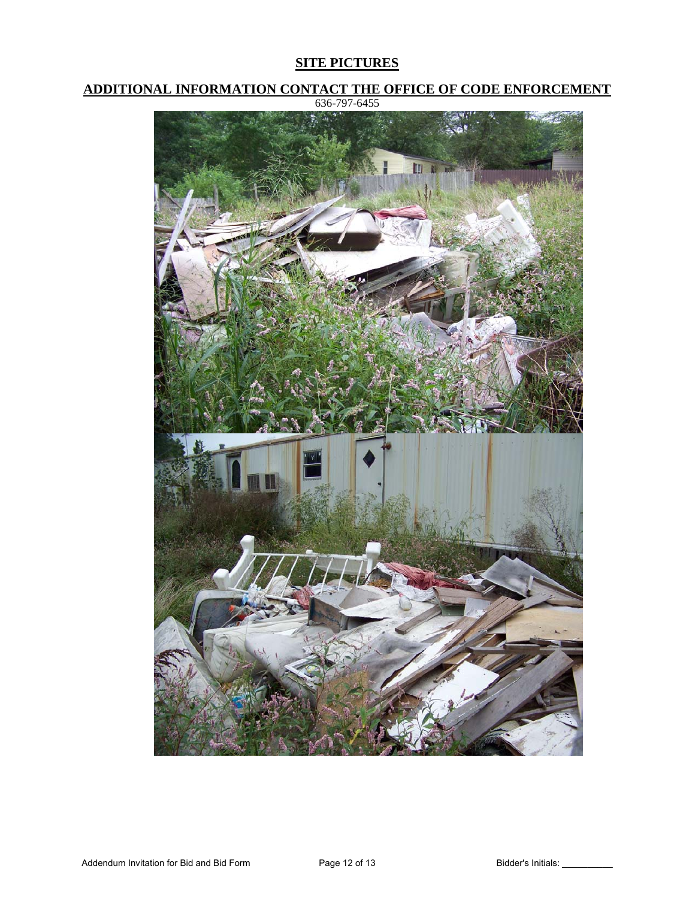## SITE PICTURES

## ADDITIONAL INFORMATION CONTACT THE OFFICE OF CODE ENFORCEMENT

636-797-6455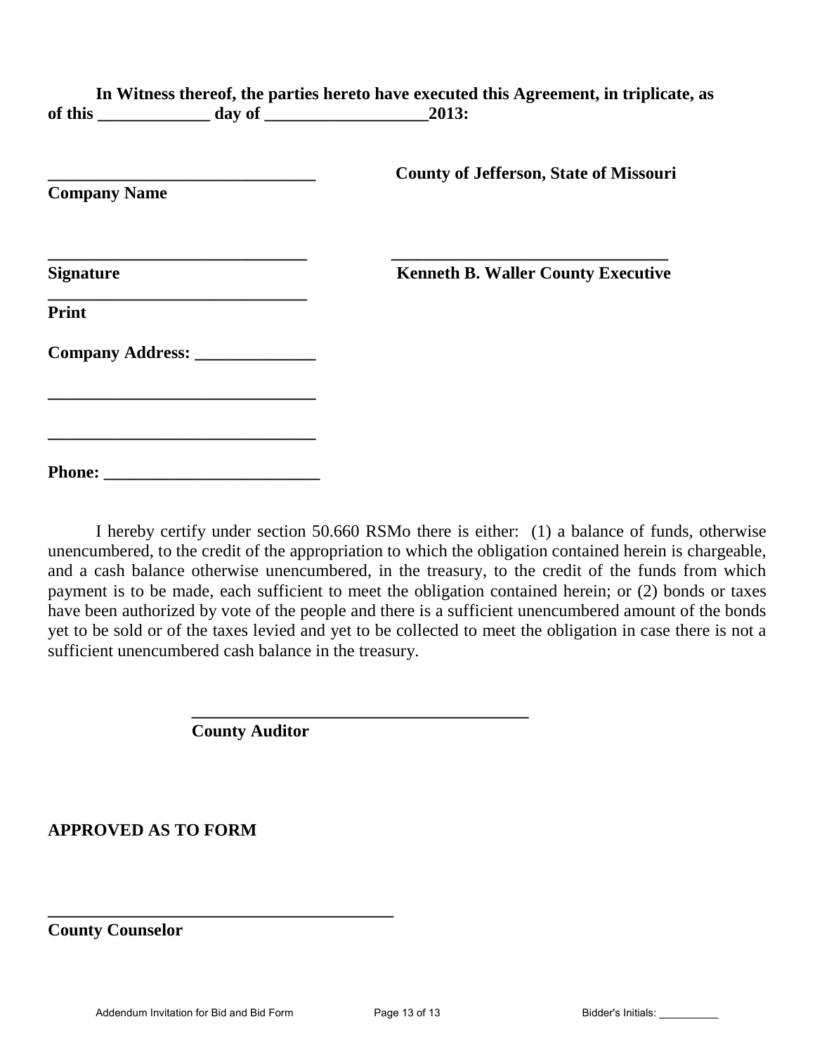**In Witness thereof, the parties hereto have executed this Agreement, in triplicate, as of this _____________ day of ___________________2013:**

| | |
|---|---|
| **_______________________________** | **County of Jefferson, State of Missouri** |
| **Company Name** | |
| **______________________________** | **________________________________** |
| **Signature** | **Kenneth B. Waller County Executive** |
| **______________________________** | |
| **Print** | |

**Company Address: ______________**

**_______________________________**

**_______________________________**

**Phone: _________________________**

I hereby certify under section 50.660 RSMo there is either: (1) a balance of funds, otherwise unencumbered, to the credit of the appropriation to which the obligation contained herein is chargeable, and a cash balance otherwise unencumbered, in the treasury, to the credit of the funds from which payment is to be made, each sufficient to meet the obligation contained herein; or (2) bonds or taxes have been authorized by vote of the people and there is a sufficient unencumbered amount of the bonds yet to be sold or of the taxes levied and yet to be collected to meet the obligation in case there is not a sufficient unencumbered cash balance in the treasury.

**_______________________________________**

**County Auditor**

**APPROVED AS TO FORM**

**________________________________________**

**County Counselor**

Bidder's Initials: __________